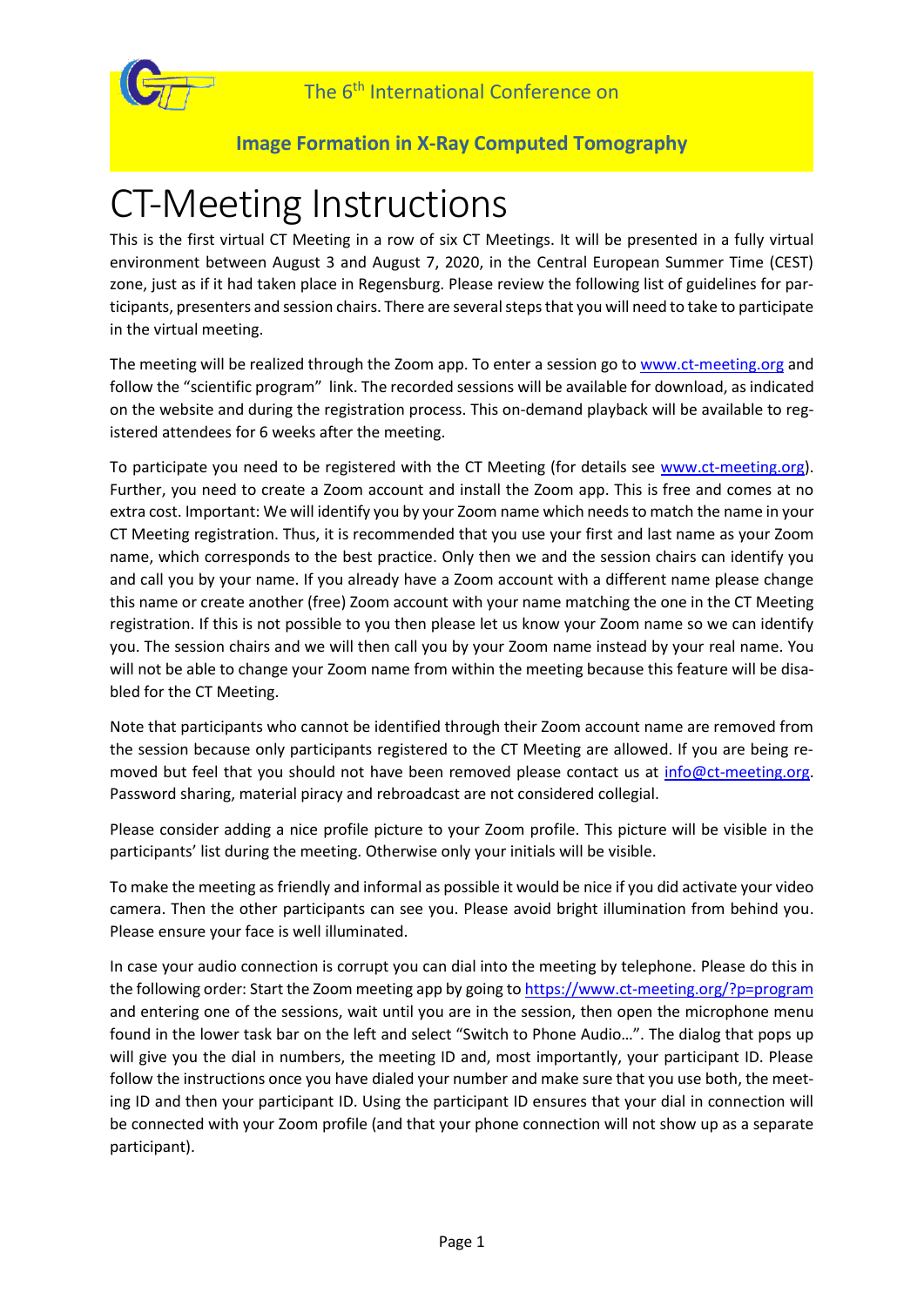The 6th International Conference on

**Image Formation in X-Ray Computed Tomography**

# CT-Meeting Instructions

This is the first virtual CT Meeting in a row of six CT Meetings. It will be presented in a fully virtual environment between August 3 and August 7, 2020, in the Central European Summer Time (CEST) zone, just as if it had taken place in Regensburg. Please review the following list of guidelines for participants, presenters and session chairs. There are several steps that you will need to take to participate in the virtual meeting.

The meeting will be realized through the Zoom app. To enter a session go to www.ct-meeting.org and follow the "scientific program" link. The recorded sessions will be available for download, as indicated on the website and during the registration process. This on-demand playback will be available to registered attendees for 6 weeks after the meeting.

To participate you need to be registered with the CT Meeting (for details see www.ct-meeting.org). Further, you need to create a Zoom account and install the Zoom app. This is free and comes at no extra cost. Important: We will identify you by your Zoom name which needs to match the name in your CT Meeting registration. Thus, it is recommended that you use your first and last name as your Zoom name, which corresponds to the best practice. Only then we and the session chairs can identify you and call you by your name. If you already have a Zoom account with a different name please change this name or create another (free) Zoom account with your name matching the one in the CT Meeting registration. If this is not possible to you then please let us know your Zoom name so we can identify you. The session chairs and we will then call you by your Zoom name instead by your real name. You will not be able to change your Zoom name from within the meeting because this feature will be disabled for the CT Meeting.

Note that participants who cannot be identified through their Zoom account name are removed from the session because only participants registered to the CT Meeting are allowed. If you are being removed but feel that you should not have been removed please contact us at info@ct-meeting.org. Password sharing, material piracy and rebroadcast are not considered collegial.

Please consider adding a nice profile picture to your Zoom profile. This picture will be visible in the participants' list during the meeting. Otherwise only your initials will be visible.

To make the meeting as friendly and informal as possible it would be nice if you did activate your video camera. Then the other participants can see you. Please avoid bright illumination from behind you. Please ensure your face is well illuminated.

In case your audio connection is corrupt you can dial into the meeting by telephone. Please do this in the following order: Start the Zoom meeting app by going to https://www.ct-meeting.org/?p=program and entering one of the sessions, wait until you are in the session, then open the microphone menu found in the lower task bar on the left and select "Switch to Phone Audio…". The dialog that pops up will give you the dial in numbers, the meeting ID and, most importantly, your participant ID. Please follow the instructions once you have dialed your number and make sure that you use both, the meeting ID and then your participant ID. Using the participant ID ensures that your dial in connection will be connected with your Zoom profile (and that your phone connection will not show up as a separate participant).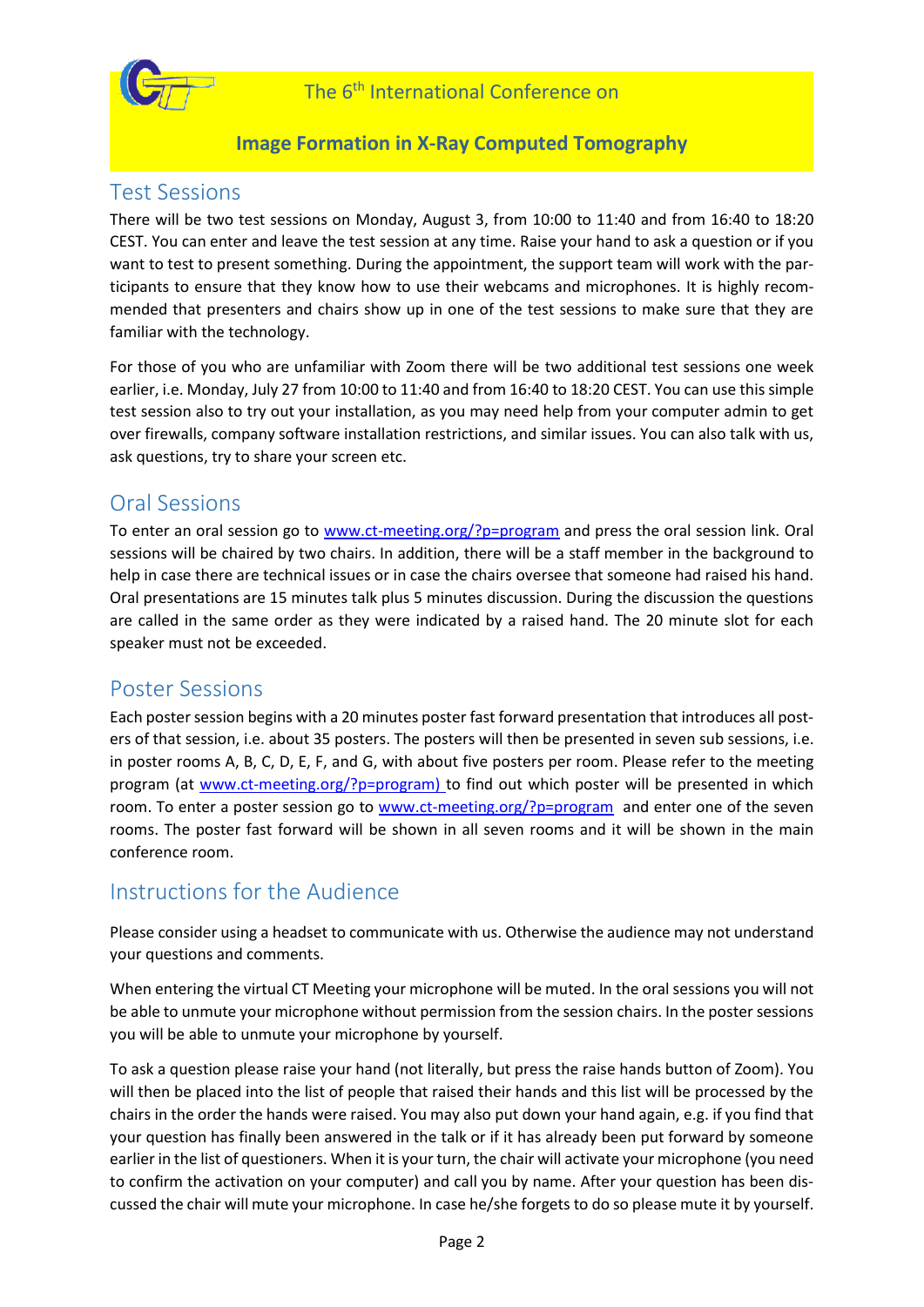## Test Sessions

There will be two test sessions on Monday, August 3, from 10:00 to 11:40 and from 16:40 to 18:20 CEST. You can enter and leave the test session at any time. Raise your hand to ask a question or if you want to test to present something. During the appointment, the support team will work with the participants to ensure that they know how to use their webcams and microphones. It is highly recommended that presenters and chairs show up in one of the test sessions to make sure that they are familiar with the technology.

For those of you who are unfamiliar with Zoom there will be two additional test sessions one week earlier, i.e. Monday, July 27 from 10:00 to 11:40 and from 16:40 to 18:20 CEST. You can use this simple test session also to try out your installation, as you may need help from your computer admin to get over firewalls, company software installation restrictions, and similar issues. You can also talk with us, ask questions, try to share your screen etc.

## Oral Sessions

To enter an oral session go to [www.ct-meeting.org/?p=program](www.ct-meeting.org/?p=program) and press the oral session link. Oral sessions will be chaired by two chairs. In addition, there will be a staff member in the background to help in case there are technical issues or in case the chairs oversee that someone had raised his hand. Oral presentations are 15 minutes talk plus 5 minutes discussion. During the discussion the questions are called in the same order as they were indicated by a raised hand. The 20 minute slot for each speaker must not be exceeded.

## Poster Sessions

Each poster session begins with a 20 minutes poster fast forward presentation that introduces all posters of that session, i.e. about 35 posters. The posters will then be presented in seven sub sessions, i.e. in poster rooms A, B, C, D, E, F, and G, with about five posters per room. Please refer to the meeting program (at [www.ct-meeting.org/?p=program)](www.ct-meeting.org/?p=program) to find out which poster will be presented in which room. To enter a poster session go to [www.ct-meeting.org/?p=program](www.ct-meeting.org/?p=program) and enter one of the seven rooms. The poster fast forward will be shown in all seven rooms and it will be shown in the main conference room.

## Instructions for the Audience

Please consider using a headset to communicate with us. Otherwise the audience may not understand your questions and comments.

When entering the virtual CT Meeting your microphone will be muted. In the oral sessions you will not be able to unmute your microphone without permission from the session chairs. In the poster sessions you will be able to unmute your microphone by yourself.

To ask a question please raise your hand (not literally, but press the raise hands button of Zoom). You will then be placed into the list of people that raised their hands and this list will be processed by the chairs in the order the hands were raised. You may also put down your hand again, e.g. if you find that your question has finally been answered in the talk or if it has already been put forward by someone earlier in the list of questioners. When it is your turn, the chair will activate your microphone (you need to confirm the activation on your computer) and call you by name. After your question has been discussed the chair will mute your microphone. In case he/she forgets to do so please mute it by yourself.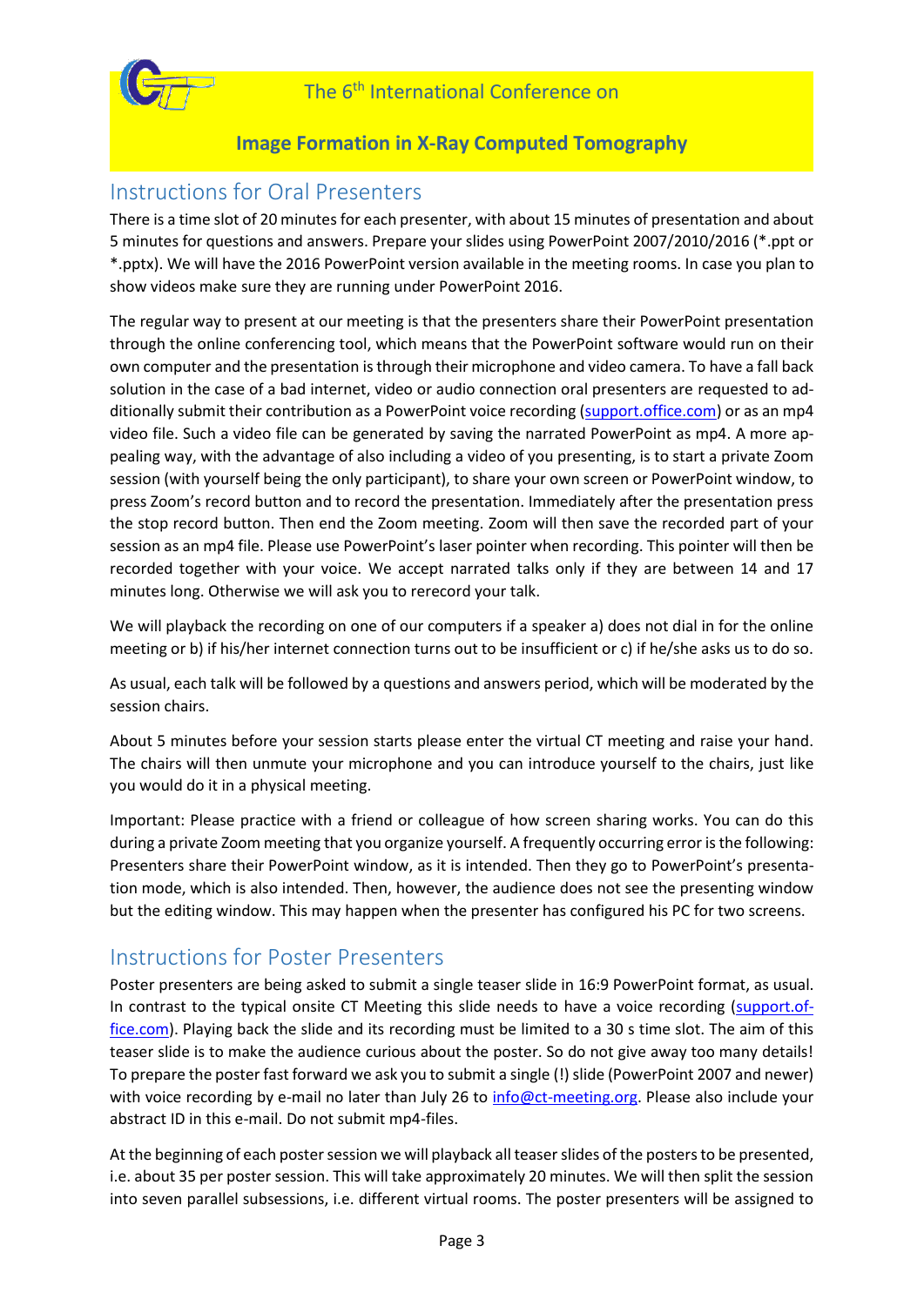## Instructions for Oral Presenters

There is a time slot of 20 minutes for each presenter, with about 15 minutes of presentation and about 5 minutes for questions and answers. Prepare your slides using PowerPoint 2007/2010/2016 (*.ppt or *.pptx). We will have the 2016 PowerPoint version available in the meeting rooms. In case you plan to show videos make sure they are running under PowerPoint 2016.

The regular way to present at our meeting is that the presenters share their PowerPoint presentation through the online conferencing tool, which means that the PowerPoint software would run on their own computer and the presentation is through their microphone and video camera. To have a fall back solution in the case of a bad internet, video or audio connection oral presenters are requested to additionally submit their contribution as a PowerPoint voice recording (support.office.com) or as an mp4 video file. Such a video file can be generated by saving the narrated PowerPoint as mp4. A more appealing way, with the advantage of also including a video of you presenting, is to start a private Zoom session (with yourself being the only participant), to share your own screen or PowerPoint window, to press Zoom's record button and to record the presentation. Immediately after the presentation press the stop record button. Then end the Zoom meeting. Zoom will then save the recorded part of your session as an mp4 file. Please use PowerPoint's laser pointer when recording. This pointer will then be recorded together with your voice. We accept narrated talks only if they are between 14 and 17 minutes long. Otherwise we will ask you to rerecord your talk.

We will playback the recording on one of our computers if a speaker a) does not dial in for the online meeting or b) if his/her internet connection turns out to be insufficient or c) if he/she asks us to do so.

As usual, each talk will be followed by a questions and answers period, which will be moderated by the session chairs.

About 5 minutes before your session starts please enter the virtual CT meeting and raise your hand. The chairs will then unmute your microphone and you can introduce yourself to the chairs, just like you would do it in a physical meeting.

Important: Please practice with a friend or colleague of how screen sharing works. You can do this during a private Zoom meeting that you organize yourself. A frequently occurring error is the following: Presenters share their PowerPoint window, as it is intended. Then they go to PowerPoint's presentation mode, which is also intended. Then, however, the audience does not see the presenting window but the editing window. This may happen when the presenter has configured his PC for two screens.

## Instructions for Poster Presenters

Poster presenters are being asked to submit a single teaser slide in 16:9 PowerPoint format, as usual. In contrast to the typical onsite CT Meeting this slide needs to have a voice recording (support.office.com). Playing back the slide and its recording must be limited to a 30 s time slot. The aim of this teaser slide is to make the audience curious about the poster. So do not give away too many details! To prepare the poster fast forward we ask you to submit a single (!) slide (PowerPoint 2007 and newer) with voice recording by e-mail no later than July 26 to info@ct-meeting.org. Please also include your abstract ID in this e-mail. Do not submit mp4-files.

At the beginning of each poster session we will playback all teaser slides of the posters to be presented, i.e. about 35 per poster session. This will take approximately 20 minutes. We will then split the session into seven parallel subsessions, i.e. different virtual rooms. The poster presenters will be assigned to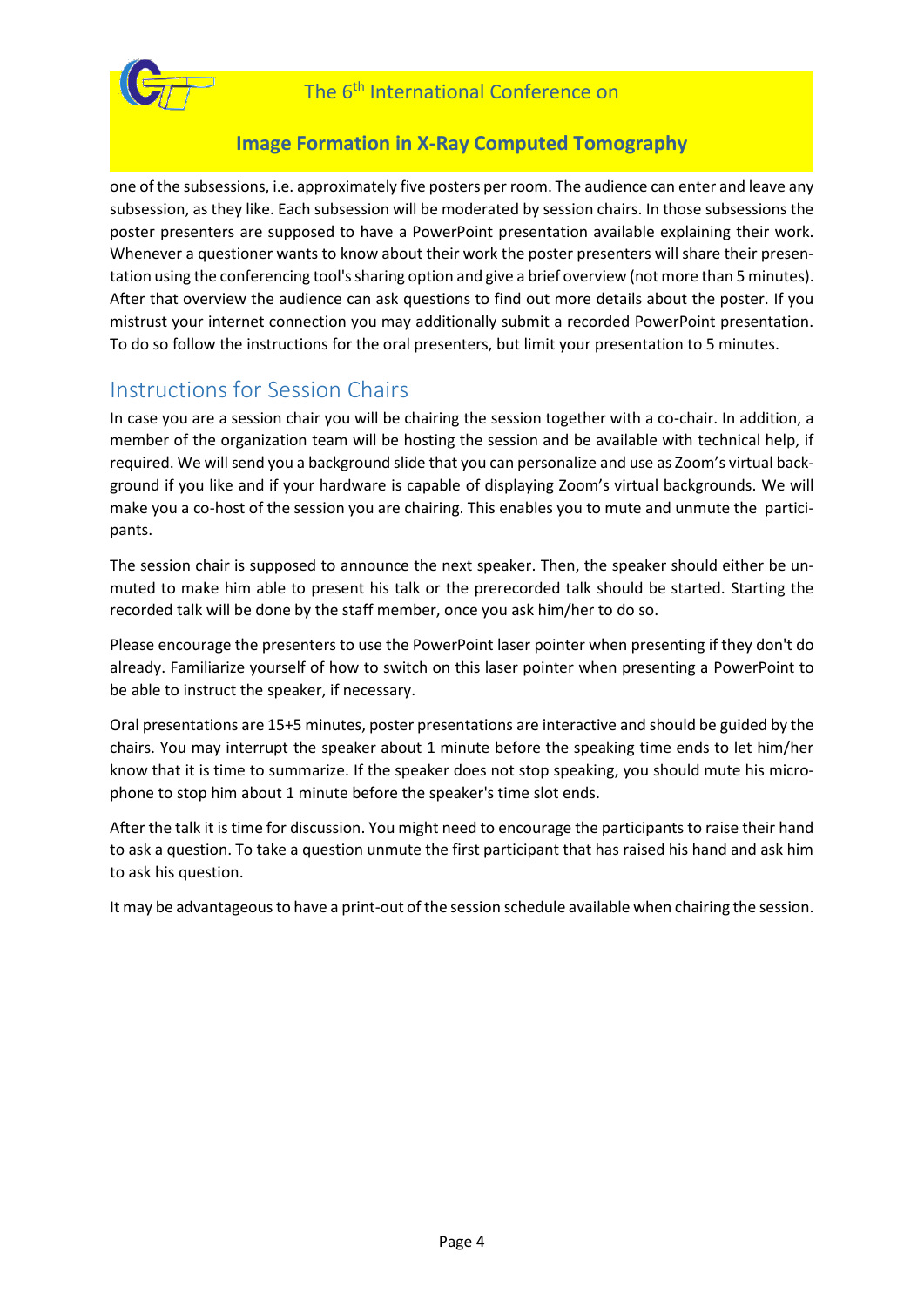one of the subsessions, i.e. approximately five posters per room. The audience can enter and leave any subsession, as they like. Each subsession will be moderated by session chairs. In those subsessions the poster presenters are supposed to have a PowerPoint presentation available explaining their work. Whenever a questioner wants to know about their work the poster presenters will share their presentation using the conferencing tool's sharing option and give a brief overview (not more than 5 minutes). After that overview the audience can ask questions to find out more details about the poster. If you mistrust your internet connection you may additionally submit a recorded PowerPoint presentation. To do so follow the instructions for the oral presenters, but limit your presentation to 5 minutes.

## Instructions for Session Chairs

In case you are a session chair you will be chairing the session together with a co-chair. In addition, a member of the organization team will be hosting the session and be available with technical help, if required. We will send you a background slide that you can personalize and use as Zoom's virtual background if you like and if your hardware is capable of displaying Zoom's virtual backgrounds. We will make you a co-host of the session you are chairing. This enables you to mute and unmute the participants.

The session chair is supposed to announce the next speaker. Then, the speaker should either be unmuted to make him able to present his talk or the prerecorded talk should be started. Starting the recorded talk will be done by the staff member, once you ask him/her to do so.

Please encourage the presenters to use the PowerPoint laser pointer when presenting if they don't do already. Familiarize yourself of how to switch on this laser pointer when presenting a PowerPoint to be able to instruct the speaker, if necessary.

Oral presentations are 15+5 minutes, poster presentations are interactive and should be guided by the chairs. You may interrupt the speaker about 1 minute before the speaking time ends to let him/her know that it is time to summarize. If the speaker does not stop speaking, you should mute his microphone to stop him about 1 minute before the speaker's time slot ends.

After the talk it is time for discussion. You might need to encourage the participants to raise their hand to ask a question. To take a question unmute the first participant that has raised his hand and ask him to ask his question.

It may be advantageous to have a print-out of the session schedule available when chairing the session.